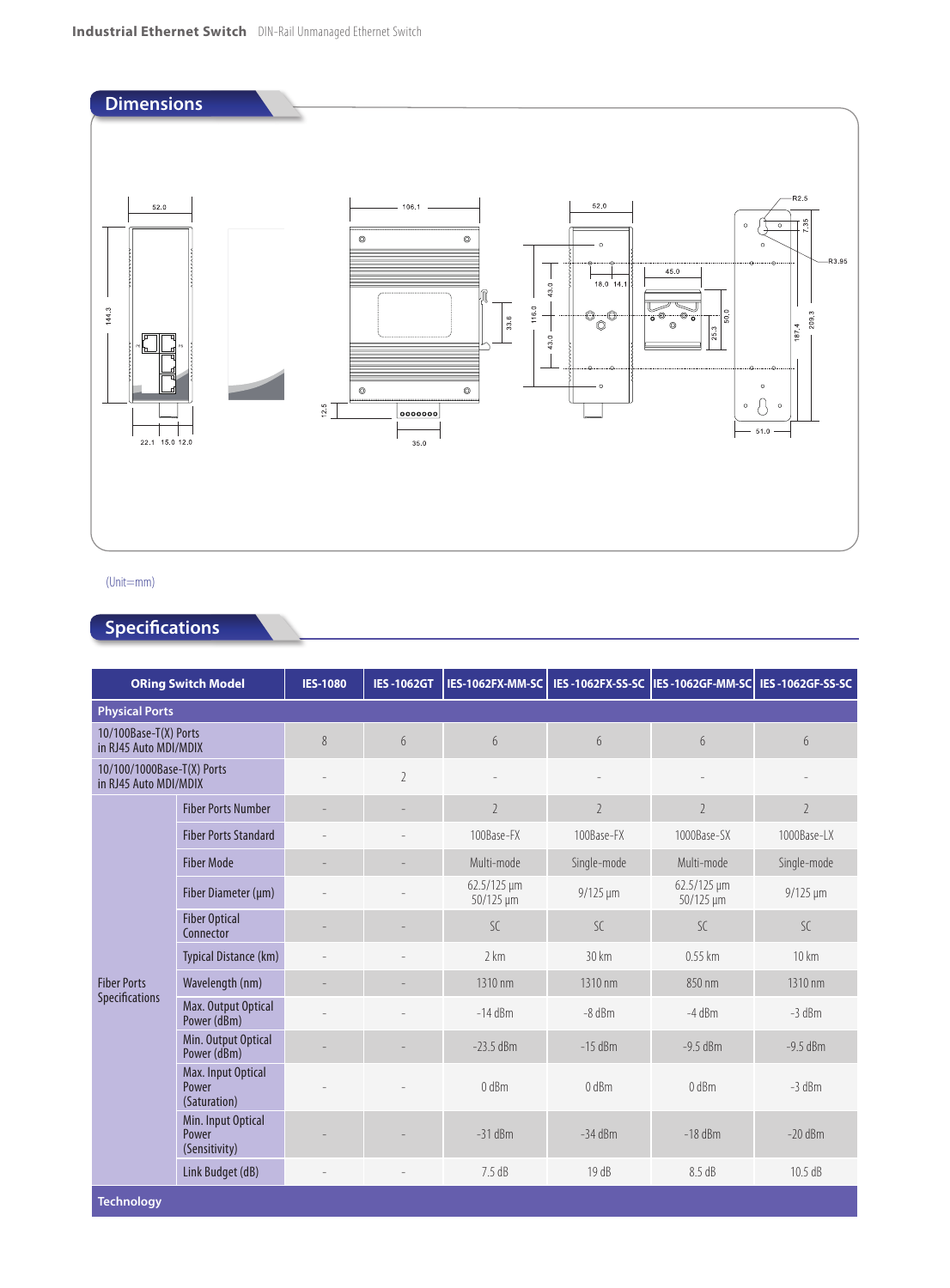## Dimensions

52.0
144.3
22.1 15.0 12.0
106.1
33.6
12.5
35.0
52.0
43.0
116.0
43.0
18.0 14.1
45.0
25.3
50.0
R2.5
7.35
R3.95
187.4
209.3
51.0

(Unit=mm)

## Specifications

| ORing Switch Model | | IES-1080 | IES -1062GT | IES-1062FX-MM-SC | IES -1062FX-SS-SC | IES -1062GF-MM-SC | IES -1062GF-SS-SC |
|---|---|---|---|---|---|---|---|
| **Physical Ports** | | | | | | | |
| 10/100Base-T(X) Ports in RJ45 Auto MDI/MDIX | | 8 | 6 | 6 | 6 | 6 | 6 |
| 10/100/1000Base-T(X) Ports in RJ45 Auto MDI/MDIX | | - | 2 | - | - | - | - |
| Fiber Ports Specifications | Fiber Ports Number | - | - | 2 | 2 | 2 | 2 |
| | Fiber Ports Standard | - | - | 100Base-FX | 100Base-FX | 1000Base-SX | 1000Base-LX |
| | Fiber Mode | - | - | Multi-mode | Single-mode | Multi-mode | Single-mode |
| | Fiber Diameter (μm) | - | - | 62.5/125 μm 50/125 μm | 9/125 μm | 62.5/125 μm 50/125 μm | 9/125 μm |
| | Fiber Optical Connector | - | - | SC | SC | SC | SC |
| | Typical Distance (km) | - | - | 2 km | 30 km | 0.55 km | 10 km |
| | Wavelength (nm) | - | - | 1310 nm | 1310 nm | 850 nm | 1310 nm |
| | Max. Output Optical Power (dBm) | - | - | -14 dBm | -8 dBm | -4 dBm | -3 dBm |
| | Min. Output Optical Power (dBm) | - | - | -23.5 dBm | -15 dBm | -9.5 dBm | -9.5 dBm |
| | Max. Input Optical Power (Saturation) | - | - | 0 dBm | 0 dBm | 0 dBm | -3 dBm |
| | Min. Input Optical Power (Sensitivity) | - | - | -31 dBm | -34 dBm | -18 dBm | -20 dBm |
| | Link Budget (dB) | - | - | 7.5 dB | 19 dB | 8.5 dB | 10.5 dB |
| **Technology** | | | | | | | |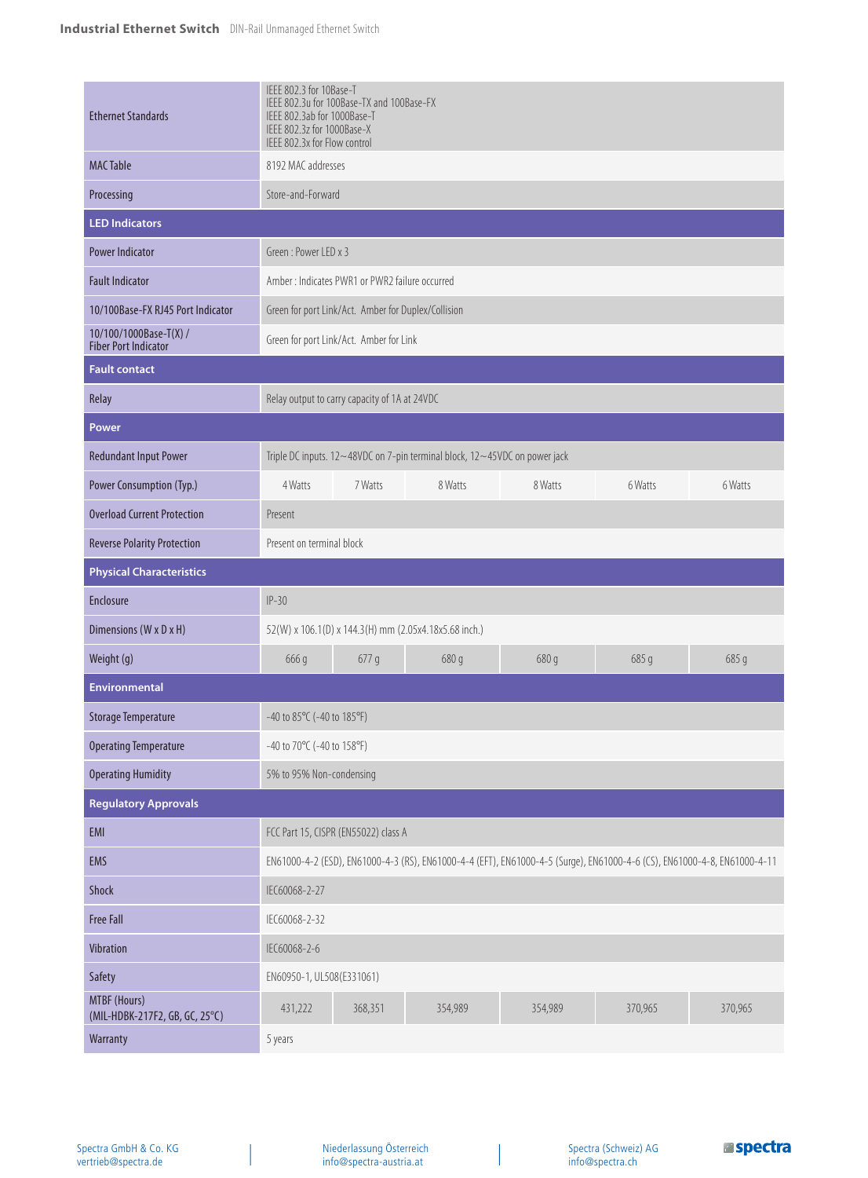| | | | | | | |
|---|---|---|---|---|---|---|
| Ethernet Standards | IEEE 802.3 for 10Base-T<br>IEEE 802.3u for 100Base-TX and 100Base-FX<br>IEEE 802.3ab for 1000Base-T<br>IEEE 802.3z for 1000Base-X<br>IEEE 802.3x for Flow control | | | | | |
| MAC Table | 8192 MAC addresses | | | | | |
| Processing | Store-and-Forward | | | | | |
| **LED Indicators** | | | | | | |
| Power Indicator | Green : Power LED x 3 | | | | | |
| Fault Indicator | Amber : Indicates PWR1 or PWR2 failure occurred | | | | | |
| 10/100Base-FX RJ45 Port Indicator | Green for port Link/Act. Amber for Duplex/Collision | | | | | |
| 10/100/1000Base-T(X) / Fiber Port Indicator | Green for port Link/Act. Amber for Link | | | | | |
| **Fault contact** | | | | | | |
| Relay | Relay output to carry capacity of 1A at 24VDC | | | | | |
| **Power** | | | | | | |
| Redundant Input Power | Triple DC inputs. 12~48VDC on 7-pin terminal block, 12~45VDC on power jack | | | | | |
| Power Consumption (Typ.) | 4 Watts | 7 Watts | 8 Watts | 8 Watts | 6 Watts | 6 Watts |
| Overload Current Protection | Present | | | | | |
| Reverse Polarity Protection | Present on terminal block | | | | | |
| **Physical Characteristics** | | | | | | |
| Enclosure | IP-30 | | | | | |
| Dimensions (W x D x H) | 52(W) x 106.1(D) x 144.3(H) mm (2.05x4.18x5.68 inch.) | | | | | |
| Weight (g) | 666 g | 677 g | 680 g | 680 g | 685 g | 685 g |
| **Environmental** | | | | | | |
| Storage Temperature | -40 to 85°C (-40 to 185°F) | | | | | |
| Operating Temperature | -40 to 70°C (-40 to 158°F) | | | | | |
| Operating Humidity | 5% to 95% Non-condensing | | | | | |
| **Regulatory Approvals** | | | | | | |
| EMI | FCC Part 15, CISPR (EN55022) class A | | | | | |
| EMS | EN61000-4-2 (ESD), EN61000-4-3 (RS), EN61000-4-4 (EFT), EN61000-4-5 (Surge), EN61000-4-6 (CS), EN61000-4-8, EN61000-4-11 | | | | | |
| Shock | IEC60068-2-27 | | | | | |
| Free Fall | IEC60068-2-32 | | | | | |
| Vibration | IEC60068-2-6 | | | | | |
| Safety | EN60950-1, UL508(E331061) | | | | | |
| MTBF (Hours) (MIL-HDBK-217F2, GB, GC, 25°C) | 431,222 | 368,351 | 354,989 | 354,989 | 370,965 | 370,965 |
| Warranty | 5 years | | | | | |

Spectra GmbH & Co. KG
vertrieb@spectra.de

Niederlassung Österreich
info@spectra-austria.at

Spectra (Schweiz) AG
info@spectra.ch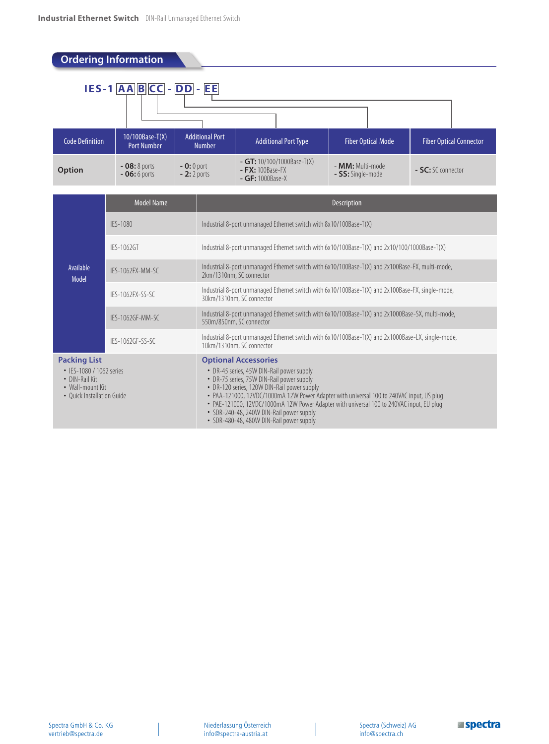## Ordering Information

**IES-1 AA B CC - DD - EE**

| Code Definition | 10/100Base-T(X) Port Number | Additional Port Number | Additional Port Type | Fiber Optical Mode | Fiber Optical Connector |
|---|---|---|---|---|---|
| **Option** | - **08:** 8 ports<br>- **06:** 6 ports | - **0:** 0 port<br>- **2:** 2 ports | - **GT:** 10/100/1000Base-T(X)<br>- **FX:** 100Base-FX<br>- **GF:** 1000Base-X | - **MM:** Multi-mode<br>- **SS:** Single-mode | - **SC:** SC connector |

| | Model Name | Description |
|---|---|---|
| Available Model | IES-1080 | Industrial 8-port unmanaged Ethernet switch with 8x10/100Base-T(X) |
| | IES-1062GT | Industrial 8-port unmanaged Ethernet switch with 6x10/100Base-T(X) and 2x10/100/1000Base-T(X) |
| | IES-1062FX-MM-SC | Industrial 8-port unmanaged Ethernet switch with 6x10/100Base-T(X) and 2x100Base-FX, multi-mode, 2km/1310nm, SC connector |
| | IES-1062FX-SS-SC | Industrial 8-port unmanaged Ethernet switch with 6x10/100Base-T(X) and 2x100Base-FX, single-mode, 30km/1310nm, SC connector |
| | IES-1062GF-MM-SC | Industrial 8-port unmanaged Ethernet switch with 6x10/100Base-T(X) and 2x1000Base-SX, multi-mode, 550m/850nm, SC connector |
| | IES-1062GF-SS-SC | Industrial 8-port unmanaged Ethernet switch with 6x10/100Base-T(X) and 2x1000Base-LX, single-mode, 10km/1310nm, SC connector |

### Packing List

- IES-1080 / 1062 series
- DIN-Rail Kit
- Wall-mount Kit
- Quick Installation Guide

### Optional Accessories

- DR-45 series, 45W DIN-Rail power supply
- DR-75 series, 75W DIN-Rail power supply
- DR-120 series, 120W DIN-Rail power supply
- PAA-121000, 12VDC/1000mA 12W Power Adapter with universal 100 to 240VAC input, US plug
- PAE-121000, 12VDC/1000mA 12W Power Adapter with universal 100 to 240VAC input, EU plug
- SDR-240-48, 240W DIN-Rail power supply
- SDR-480-48, 480W DIN-Rail power supply

Spectra GmbH & Co. KG
vertrieb@spectra.de

Niederlassung Österreich
info@spectra-austria.at

Spectra (Schweiz) AG
info@spectra.ch